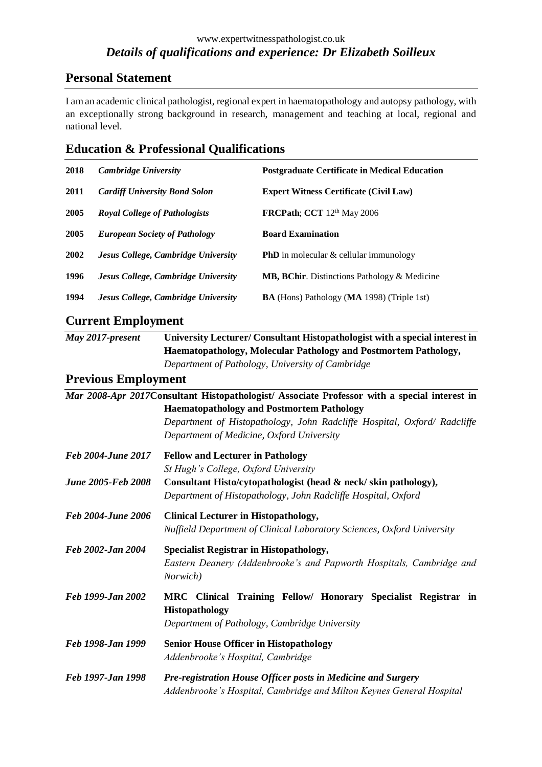www.expertwitnesspathologist.co.uk

# *Details of qualifications and experience: Dr Elizabeth Soilleux*

## Personal Statement

I am an academic clinical pathologist, regional expert in haematopathology and autopsy pathology, with an exceptionally strong background in research, management and teaching at local, regional and national level.

## Education & Professional Qualifications

| | | |
|---|---|---|
| **2018** | ***Cambridge University*** | **Postgraduate Certificate in Medical Education** |
| **2011** | ***Cardiff University Bond Solon*** | **Expert Witness Certificate (Civil Law)** |
| **2005** | ***Royal College of Pathologists*** | **FRCPath**; **CCT** 12th May 2006 |
| **2005** | ***European Society of Pathology*** | **Board Examination** |
| **2002** | ***Jesus College, Cambridge University*** | **PhD** in molecular & cellular immunology |
| **1996** | ***Jesus College, Cambridge University*** | **MB, BChir**. Distinctions Pathology & Medicine |
| **1994** | ***Jesus College, Cambridge University*** | **BA** (Hons) Pathology (**MA** 1998) (Triple 1st) |

## Current Employment

***May 2017-present*** **University Lecturer/ Consultant Histopathologist with a special interest in Haematopathology, Molecular Pathology and Postmortem Pathology,**
*Department of Pathology, University of Cambridge*

## Previous Employment

***Mar 2008-Apr 2017*** **Consultant Histopathologist/ Associate Professor with a special interest in Haematopathology and Postmortem Pathology**
*Department of Histopathology, John Radcliffe Hospital, Oxford/ Radcliffe Department of Medicine, Oxford University*

***Feb 2004-June 2017*** **Fellow and Lecturer in Pathology**
*St Hugh's College, Oxford University*

***June 2005-Feb 2008*** **Consultant Histo/cytopathologist (head & neck/ skin pathology),**
*Department of Histopathology, John Radcliffe Hospital, Oxford*

***Feb 2004-June 2006*** **Clinical Lecturer in Histopathology,**
*Nuffield Department of Clinical Laboratory Sciences, Oxford University*

***Feb 2002-Jan 2004*** **Specialist Registrar in Histopathology,**
*Eastern Deanery (Addenbrooke's and Papworth Hospitals, Cambridge and Norwich)*

***Feb 1999-Jan 2002*** **MRC Clinical Training Fellow/ Honorary Specialist Registrar in Histopathology**
*Department of Pathology, Cambridge University*

***Feb 1998-Jan 1999*** **Senior House Officer in Histopathology**
*Addenbrooke's Hospital, Cambridge*

***Feb 1997-Jan 1998*** ***Pre-registration House Officer posts in Medicine and Surgery***
*Addenbrooke's Hospital, Cambridge and Milton Keynes General Hospital*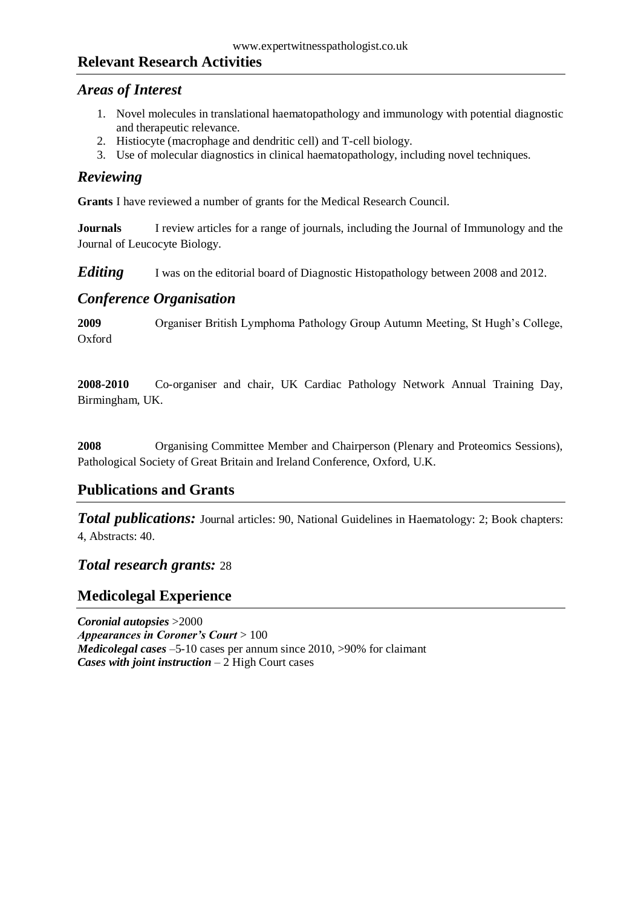## Relevant Research Activities

### *Areas of Interest*

1. Novel molecules in translational haematopathology and immunology with potential diagnostic and therapeutic relevance.
2. Histiocyte (macrophage and dendritic cell) and T-cell biology.
3. Use of molecular diagnostics in clinical haematopathology, including novel techniques.

### *Reviewing*

**Grants** I have reviewed a number of grants for the Medical Research Council.

**Journals** I review articles for a range of journals, including the Journal of Immunology and the Journal of Leucocyte Biology.

***Editing*** I was on the editorial board of Diagnostic Histopathology between 2008 and 2012.

### *Conference Organisation*

**2009** Organiser British Lymphoma Pathology Group Autumn Meeting, St Hugh's College, Oxford

**2008-2010** Co-organiser and chair, UK Cardiac Pathology Network Annual Training Day, Birmingham, UK.

**2008** Organising Committee Member and Chairperson (Plenary and Proteomics Sessions), Pathological Society of Great Britain and Ireland Conference, Oxford, U.K.

## Publications and Grants

***Total publications:*** Journal articles: 90, National Guidelines in Haematology: 2; Book chapters: 4, Abstracts: 40.

### *Total research grants:* 28

## Medicolegal Experience

***Coronial autopsies*** >2000
***Appearances in Coroner's Court*** > 100
***Medicolegal cases*** –5-10 cases per annum since 2010, >90% for claimant
***Cases with joint instruction*** – 2 High Court cases